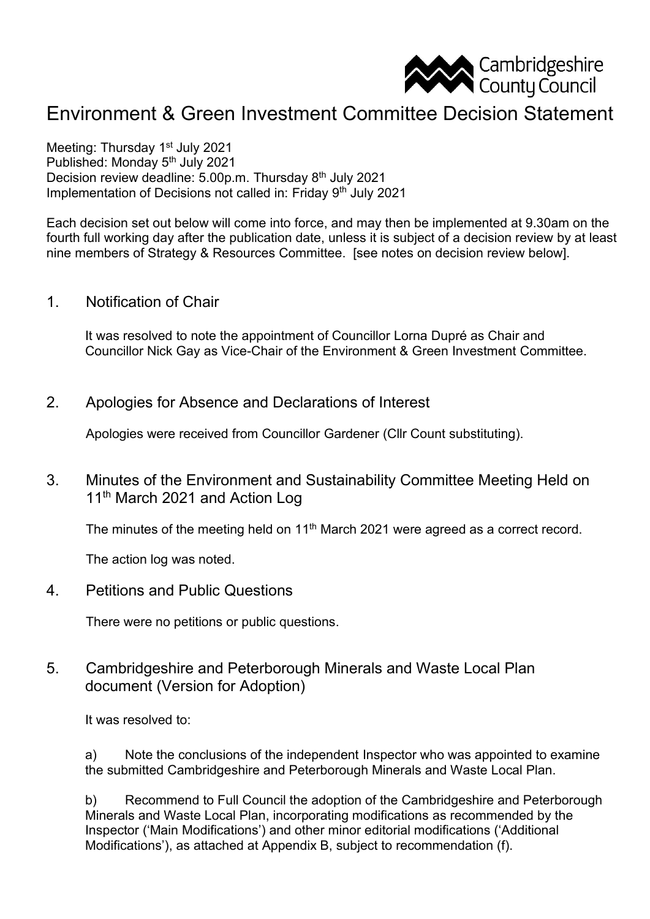Cambridgeshire County Council

# Environment & Green Investment Committee Decision Statement

Meeting: Thursday 1st July 2021
Published: Monday 5th July 2021
Decision review deadline: 5.00p.m. Thursday 8th July 2021
Implementation of Decisions not called in: Friday 9th July 2021

Each decision set out below will come into force, and may then be implemented at 9.30am on the fourth full working day after the publication date, unless it is subject of a decision review by at least nine members of Strategy & Resources Committee. [see notes on decision review below].

## 1. Notification of Chair

It was resolved to note the appointment of Councillor Lorna Dupré as Chair and Councillor Nick Gay as Vice-Chair of the Environment & Green Investment Committee.

## 2. Apologies for Absence and Declarations of Interest

Apologies were received from Councillor Gardener (Cllr Count substituting).

## 3. Minutes of the Environment and Sustainability Committee Meeting Held on 11th March 2021 and Action Log

The minutes of the meeting held on 11th March 2021 were agreed as a correct record.

The action log was noted.

## 4. Petitions and Public Questions

There were no petitions or public questions.

## 5. Cambridgeshire and Peterborough Minerals and Waste Local Plan document (Version for Adoption)

It was resolved to:

a) Note the conclusions of the independent Inspector who was appointed to examine the submitted Cambridgeshire and Peterborough Minerals and Waste Local Plan.

b) Recommend to Full Council the adoption of the Cambridgeshire and Peterborough Minerals and Waste Local Plan, incorporating modifications as recommended by the Inspector ('Main Modifications') and other minor editorial modifications ('Additional Modifications'), as attached at Appendix B, subject to recommendation (f).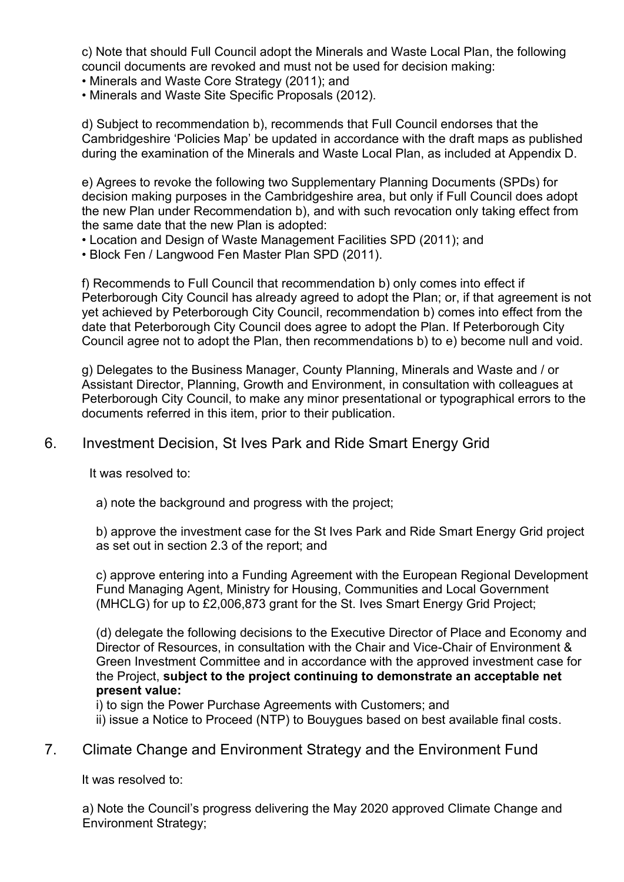c) Note that should Full Council adopt the Minerals and Waste Local Plan, the following council documents are revoked and must not be used for decision making:

- Minerals and Waste Core Strategy (2011); and
- Minerals and Waste Site Specific Proposals (2012).

d) Subject to recommendation b), recommends that Full Council endorses that the Cambridgeshire 'Policies Map' be updated in accordance with the draft maps as published during the examination of the Minerals and Waste Local Plan, as included at Appendix D.

e) Agrees to revoke the following two Supplementary Planning Documents (SPDs) for decision making purposes in the Cambridgeshire area, but only if Full Council does adopt the new Plan under Recommendation b), and with such revocation only taking effect from the same date that the new Plan is adopted:

- Location and Design of Waste Management Facilities SPD (2011); and
- Block Fen / Langwood Fen Master Plan SPD (2011).

f) Recommends to Full Council that recommendation b) only comes into effect if Peterborough City Council has already agreed to adopt the Plan; or, if that agreement is not yet achieved by Peterborough City Council, recommendation b) comes into effect from the date that Peterborough City Council does agree to adopt the Plan. If Peterborough City Council agree not to adopt the Plan, then recommendations b) to e) become null and void.

g) Delegates to the Business Manager, County Planning, Minerals and Waste and / or Assistant Director, Planning, Growth and Environment, in consultation with colleagues at Peterborough City Council, to make any minor presentational or typographical errors to the documents referred in this item, prior to their publication.

## 6. Investment Decision, St Ives Park and Ride Smart Energy Grid

It was resolved to:

a) note the background and progress with the project;

b) approve the investment case for the St Ives Park and Ride Smart Energy Grid project as set out in section 2.3 of the report; and

c) approve entering into a Funding Agreement with the European Regional Development Fund Managing Agent, Ministry for Housing, Communities and Local Government (MHCLG) for up to £2,006,873 grant for the St. Ives Smart Energy Grid Project;

(d) delegate the following decisions to the Executive Director of Place and Economy and Director of Resources, in consultation with the Chair and Vice-Chair of Environment & Green Investment Committee and in accordance with the approved investment case for the Project, **subject to the project continuing to demonstrate an acceptable net present value:**

i) to sign the Power Purchase Agreements with Customers; and
ii) issue a Notice to Proceed (NTP) to Bouygues based on best available final costs.

## 7. Climate Change and Environment Strategy and the Environment Fund

It was resolved to:

a) Note the Council's progress delivering the May 2020 approved Climate Change and Environment Strategy;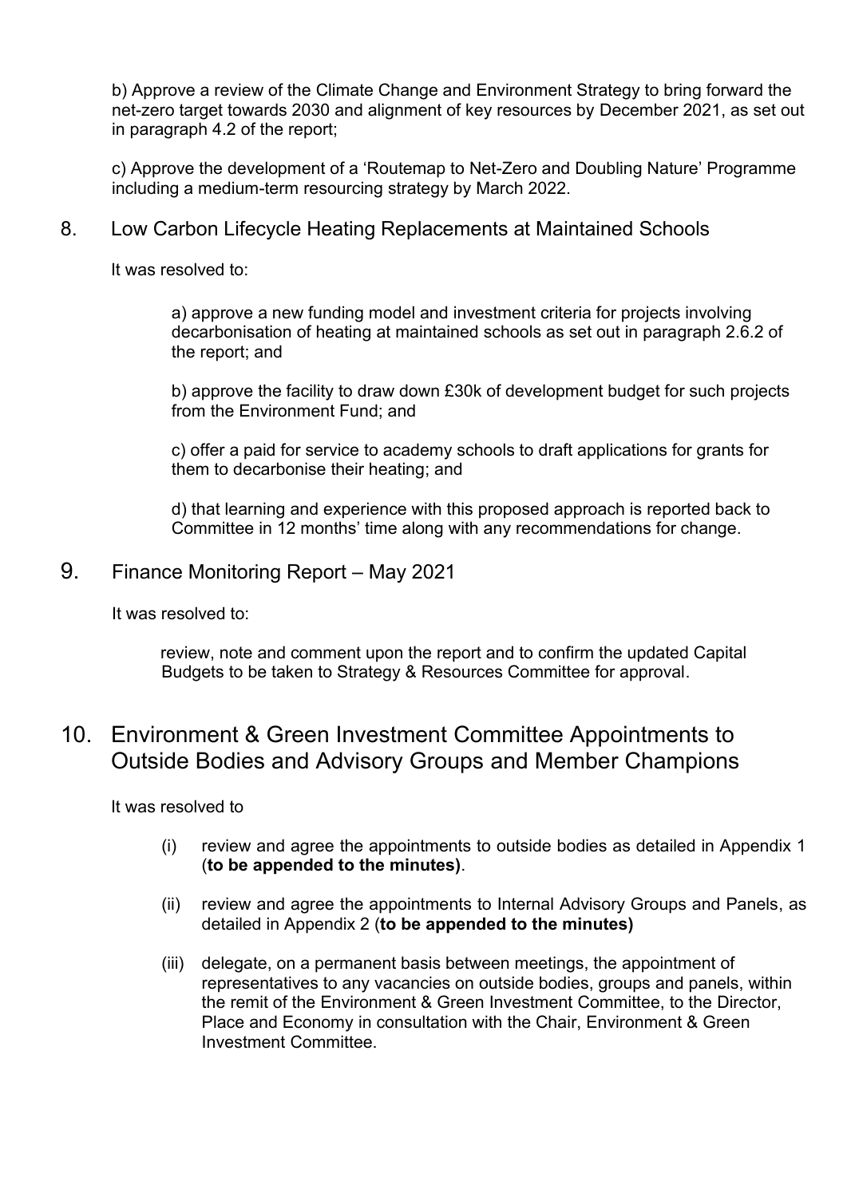b) Approve a review of the Climate Change and Environment Strategy to bring forward the net-zero target towards 2030 and alignment of key resources by December 2021, as set out in paragraph 4.2 of the report;

c) Approve the development of a 'Routemap to Net-Zero and Doubling Nature' Programme including a medium-term resourcing strategy by March 2022.

## 8. Low Carbon Lifecycle Heating Replacements at Maintained Schools

It was resolved to:

a) approve a new funding model and investment criteria for projects involving decarbonisation of heating at maintained schools as set out in paragraph 2.6.2 of the report; and

b) approve the facility to draw down £30k of development budget for such projects from the Environment Fund; and

c) offer a paid for service to academy schools to draft applications for grants for them to decarbonise their heating; and

d) that learning and experience with this proposed approach is reported back to Committee in 12 months' time along with any recommendations for change.

## 9. Finance Monitoring Report – May 2021

It was resolved to:

review, note and comment upon the report and to confirm the updated Capital Budgets to be taken to Strategy & Resources Committee for approval.

## 10. Environment & Green Investment Committee Appointments to Outside Bodies and Advisory Groups and Member Champions

It was resolved to

(i) review and agree the appointments to outside bodies as detailed in Appendix 1 (**to be appended to the minutes)**.

(ii) review and agree the appointments to Internal Advisory Groups and Panels, as detailed in Appendix 2 (**to be appended to the minutes)**

(iii) delegate, on a permanent basis between meetings, the appointment of representatives to any vacancies on outside bodies, groups and panels, within the remit of the Environment & Green Investment Committee, to the Director, Place and Economy in consultation with the Chair, Environment & Green Investment Committee.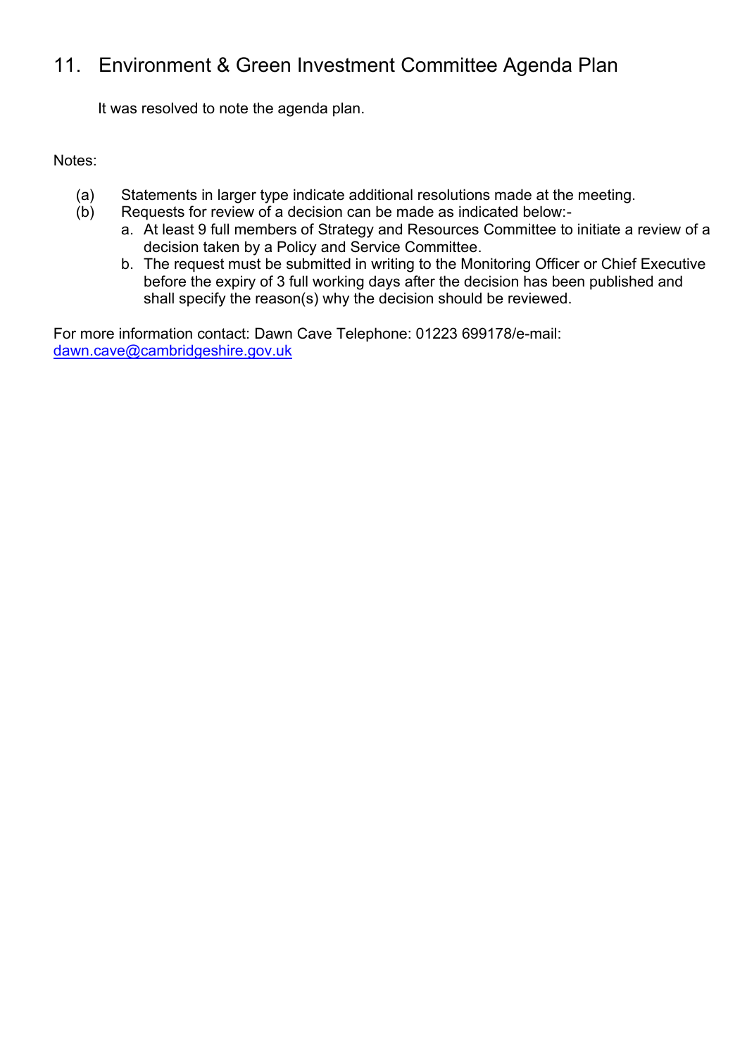## 11. Environment & Green Investment Committee Agenda Plan

It was resolved to note the agenda plan.

Notes:

(a) Statements in larger type indicate additional resolutions made at the meeting.

(b) Requests for review of a decision can be made as indicated below:-

   a. At least 9 full members of Strategy and Resources Committee to initiate a review of a decision taken by a Policy and Service Committee.
   b. The request must be submitted in writing to the Monitoring Officer or Chief Executive before the expiry of 3 full working days after the decision has been published and shall specify the reason(s) why the decision should be reviewed.

For more information contact: Dawn Cave Telephone: 01223 699178/e-mail: [dawn.cave@cambridgeshire.gov.uk](mailto:dawn.cave@cambridgeshire.gov.uk)